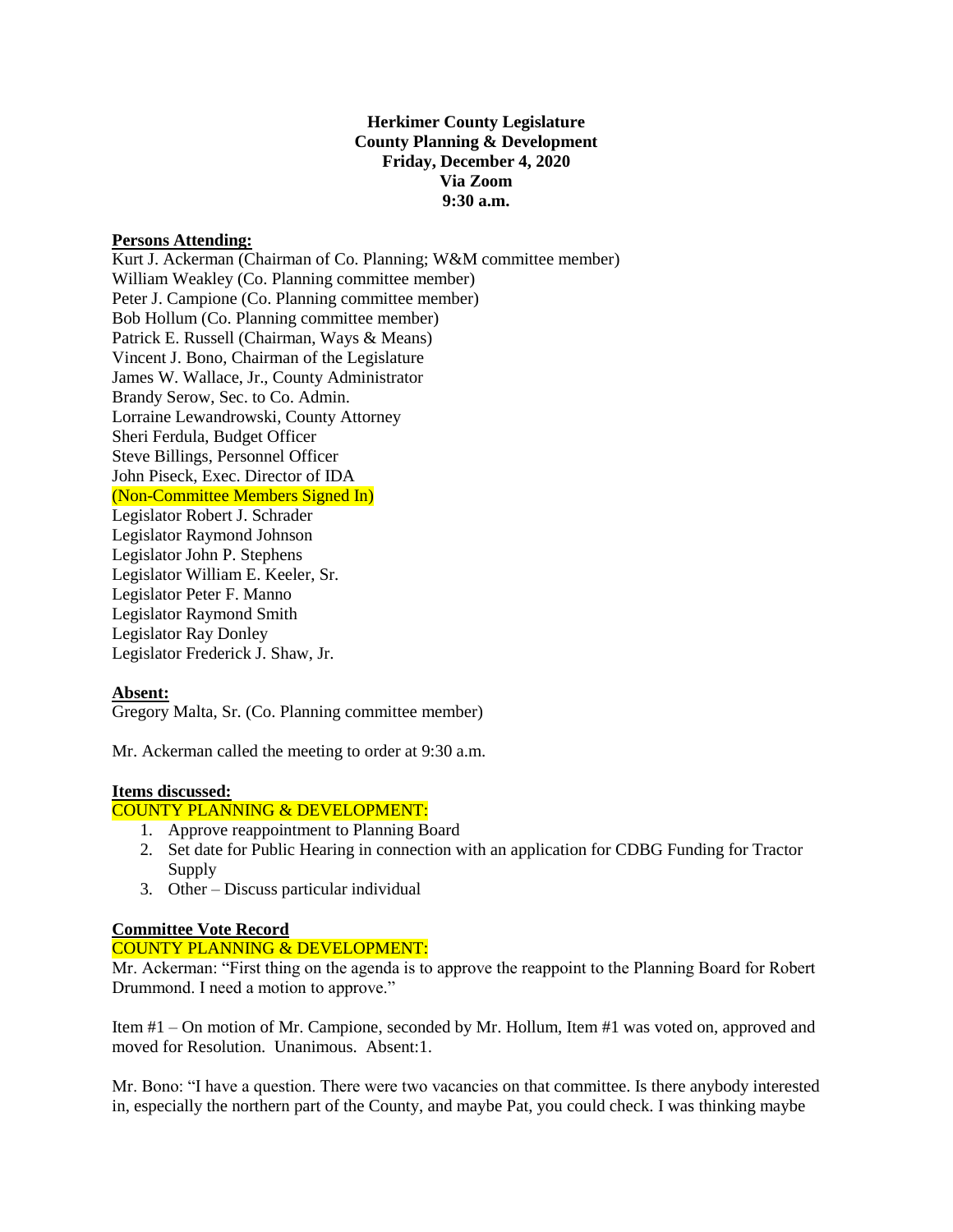**Herkimer County Legislature**
**County Planning & Development**
**Friday, December 4, 2020**
**Via Zoom**
**9:30 a.m.**

**Persons Attending:**

Kurt J. Ackerman (Chairman of Co. Planning; W&M committee member)
William Weakley (Co. Planning committee member)
Peter J. Campione (Co. Planning committee member)
Bob Hollum (Co. Planning committee member)
Patrick E. Russell (Chairman, Ways & Means)
Vincent J. Bono, Chairman of the Legislature
James W. Wallace, Jr., County Administrator
Brandy Serow, Sec. to Co. Admin.
Lorraine Lewandrowski, County Attorney
Sheri Ferdula, Budget Officer
Steve Billings, Personnel Officer
John Piseck, Exec. Director of IDA
(Non-Committee Members Signed In)
Legislator Robert J. Schrader
Legislator Raymond Johnson
Legislator John P. Stephens
Legislator William E. Keeler, Sr.
Legislator Peter F. Manno
Legislator Raymond Smith
Legislator Ray Donley
Legislator Frederick J. Shaw, Jr.

**Absent:**

Gregory Malta, Sr. (Co. Planning committee member)

Mr. Ackerman called the meeting to order at 9:30 a.m.

**Items discussed:**

COUNTY PLANNING & DEVELOPMENT:

1. Approve reappointment to Planning Board
2. Set date for Public Hearing in connection with an application for CDBG Funding for Tractor Supply
3. Other – Discuss particular individual

**Committee Vote Record**

COUNTY PLANNING & DEVELOPMENT:

Mr. Ackerman: "First thing on the agenda is to approve the reappoint to the Planning Board for Robert Drummond. I need a motion to approve."

Item #1 – On motion of Mr. Campione, seconded by Mr. Hollum, Item #1 was voted on, approved and moved for Resolution. Unanimous. Absent:1.

Mr. Bono: "I have a question. There were two vacancies on that committee. Is there anybody interested in, especially the northern part of the County, and maybe Pat, you could check. I was thinking maybe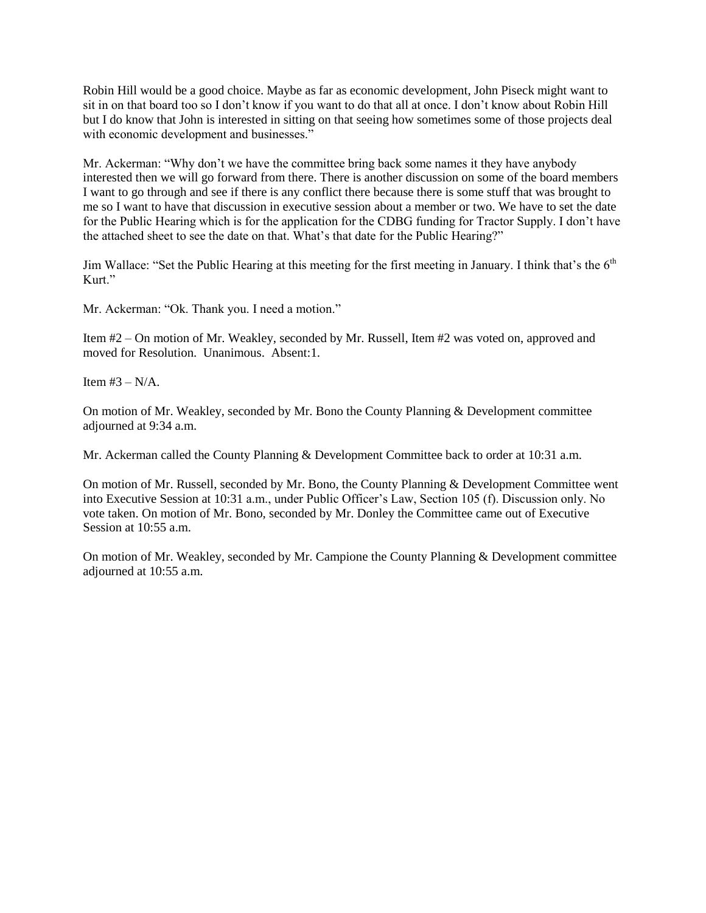Robin Hill would be a good choice. Maybe as far as economic development, John Piseck might want to sit in on that board too so I don't know if you want to do that all at once. I don't know about Robin Hill but I do know that John is interested in sitting on that seeing how sometimes some of those projects deal with economic development and businesses."

Mr. Ackerman: "Why don't we have the committee bring back some names it they have anybody interested then we will go forward from there. There is another discussion on some of the board members I want to go through and see if there is any conflict there because there is some stuff that was brought to me so I want to have that discussion in executive session about a member or two. We have to set the date for the Public Hearing which is for the application for the CDBG funding for Tractor Supply. I don't have the attached sheet to see the date on that. What's that date for the Public Hearing?"

Jim Wallace: "Set the Public Hearing at this meeting for the first meeting in January. I think that's the 6th Kurt."

Mr. Ackerman: "Ok. Thank you. I need a motion."

Item #2 – On motion of Mr. Weakley, seconded by Mr. Russell, Item #2 was voted on, approved and moved for Resolution. Unanimous. Absent:1.

Item #3 – N/A.

On motion of Mr. Weakley, seconded by Mr. Bono the County Planning & Development committee adjourned at 9:34 a.m.

Mr. Ackerman called the County Planning & Development Committee back to order at 10:31 a.m.

On motion of Mr. Russell, seconded by Mr. Bono, the County Planning & Development Committee went into Executive Session at 10:31 a.m., under Public Officer's Law, Section 105 (f). Discussion only. No vote taken. On motion of Mr. Bono, seconded by Mr. Donley the Committee came out of Executive Session at 10:55 a.m.

On motion of Mr. Weakley, seconded by Mr. Campione the County Planning & Development committee adjourned at 10:55 a.m.